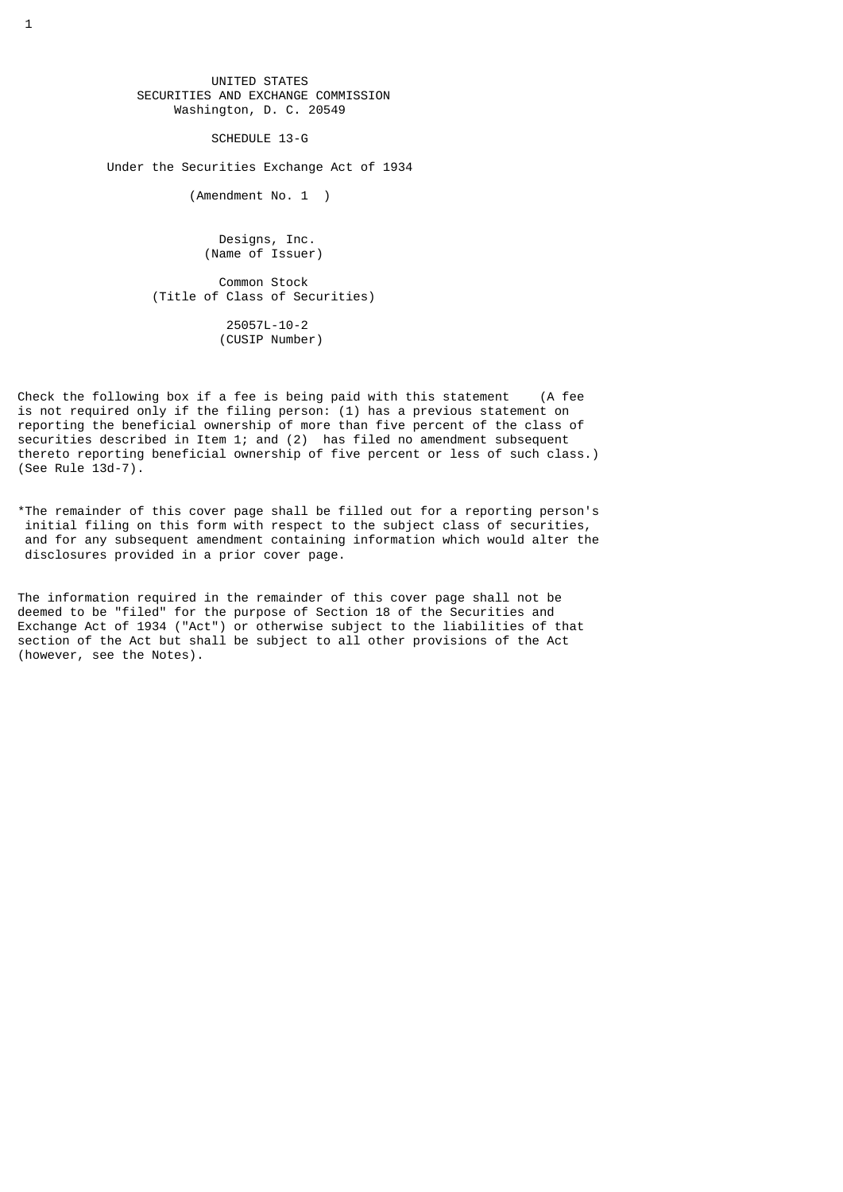UNITED STATES
SECURITIES AND EXCHANGE COMMISSION
Washington, D. C. 20549

SCHEDULE 13-G

Under the Securities Exchange Act of 1934

(Amendment No. 1 )

Designs, Inc.
(Name of Issuer)

Common Stock
(Title of Class of Securities)

25057L-10-2
(CUSIP Number)

Check the following box if a fee is being paid with this statement (A fee is not required only if the filing person: (1) has a previous statement on reporting the beneficial ownership of more than five percent of the class of securities described in Item 1; and (2) has filed no amendment subsequent thereto reporting beneficial ownership of five percent or less of such class.) (See Rule 13d-7).

*The remainder of this cover page shall be filled out for a reporting person's initial filing on this form with respect to the subject class of securities, and for any subsequent amendment containing information which would alter the disclosures provided in a prior cover page.

The information required in the remainder of this cover page shall not be deemed to be "filed" for the purpose of Section 18 of the Securities and Exchange Act of 1934 ("Act") or otherwise subject to the liabilities of that section of the Act but shall be subject to all other provisions of the Act (however, see the Notes).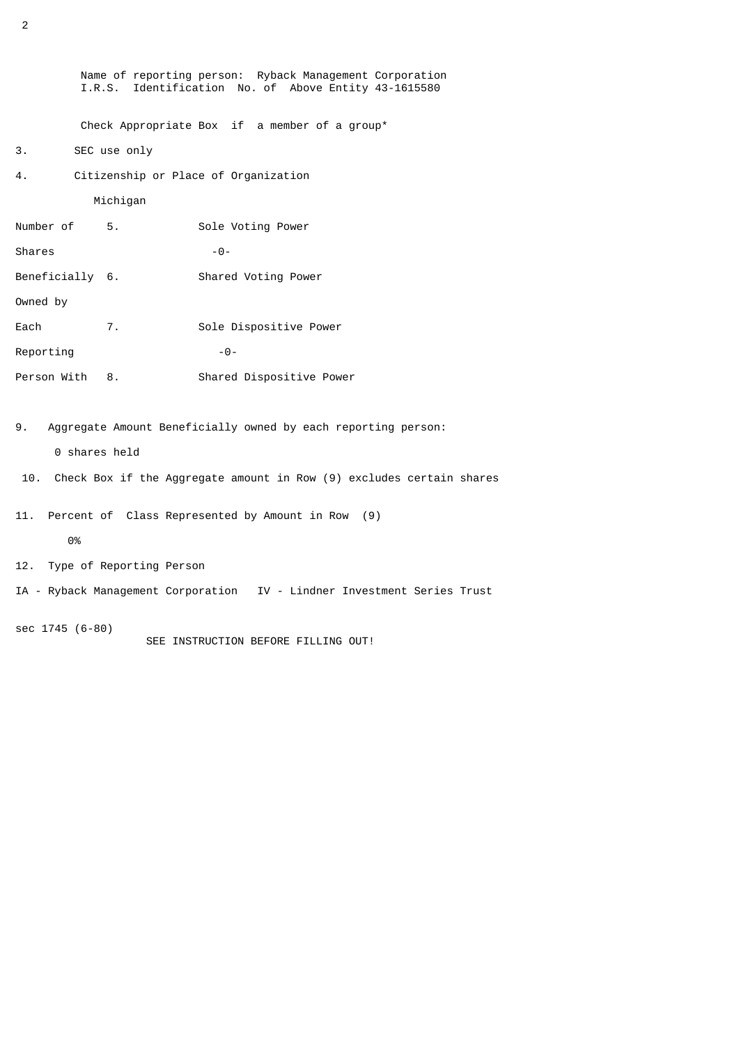Name of reporting person: Ryback Management Corporation
I.R.S. Identification No. of Above Entity 43-1615580

Check Appropriate Box if a member of a group*

3. SEC use only

4. Citizenship or Place of Organization

Michigan

| Number of Shares Beneficially Owned by Each Reporting Person With | | |
|---|---|---|
| | 5. | Sole Voting Power<br>-0- |
| | 6. | Shared Voting Power |
| | 7. | Sole Dispositive Power<br>-0- |
| | 8. | Shared Dispositive Power |

9. Aggregate Amount Beneficially owned by each reporting person:

0 shares held

10. Check Box if the Aggregate amount in Row (9) excludes certain shares

11. Percent of Class Represented by Amount in Row (9)

0%

12. Type of Reporting Person

IA - Ryback Management Corporation IV - Lindner Investment Series Trust

sec 1745 (6-80)

SEE INSTRUCTION BEFORE FILLING OUT!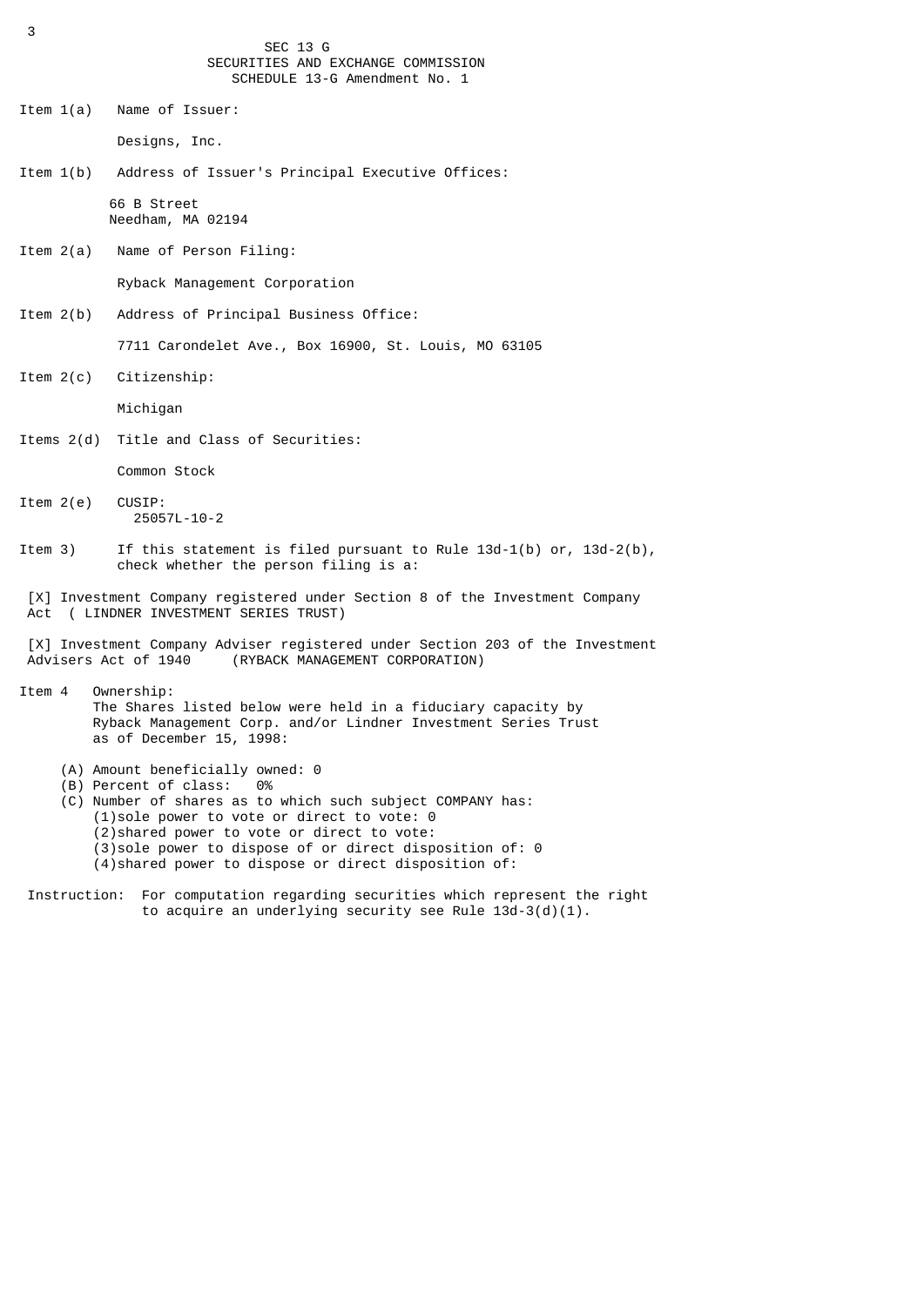# SEC 13 G
## SECURITIES AND EXCHANGE COMMISSION
### SCHEDULE 13-G Amendment No. 1

Item 1(a) Name of Issuer:

Designs, Inc.

Item 1(b) Address of Issuer's Principal Executive Offices:

66 B Street
Needham, MA 02194

Item 2(a) Name of Person Filing:

Ryback Management Corporation

Item 2(b) Address of Principal Business Office:

7711 Carondelet Ave., Box 16900, St. Louis, MO 63105

Item 2(c) Citizenship:

Michigan

Items 2(d) Title and Class of Securities:

Common Stock

Item 2(e) CUSIP:
25057L-10-2

Item 3) If this statement is filed pursuant to Rule 13d-1(b) or, 13d-2(b), check whether the person filing is a:

[X] Investment Company registered under Section 8 of the Investment Company Act ( LINDNER INVESTMENT SERIES TRUST)

[X] Investment Company Adviser registered under Section 203 of the Investment Advisers Act of 1940 (RYBACK MANAGEMENT CORPORATION)

Item 4 Ownership:
The Shares listed below were held in a fiduciary capacity by Ryback Management Corp. and/or Lindner Investment Series Trust as of December 15, 1998:

(A) Amount beneficially owned: 0
(B) Percent of class: 0%
(C) Number of shares as to which such subject COMPANY has:
(1)sole power to vote or direct to vote: 0
(2)shared power to vote or direct to vote:
(3)sole power to dispose of or direct disposition of: 0
(4)shared power to dispose or direct disposition of:

Instruction: For computation regarding securities which represent the right to acquire an underlying security see Rule 13d-3(d)(1).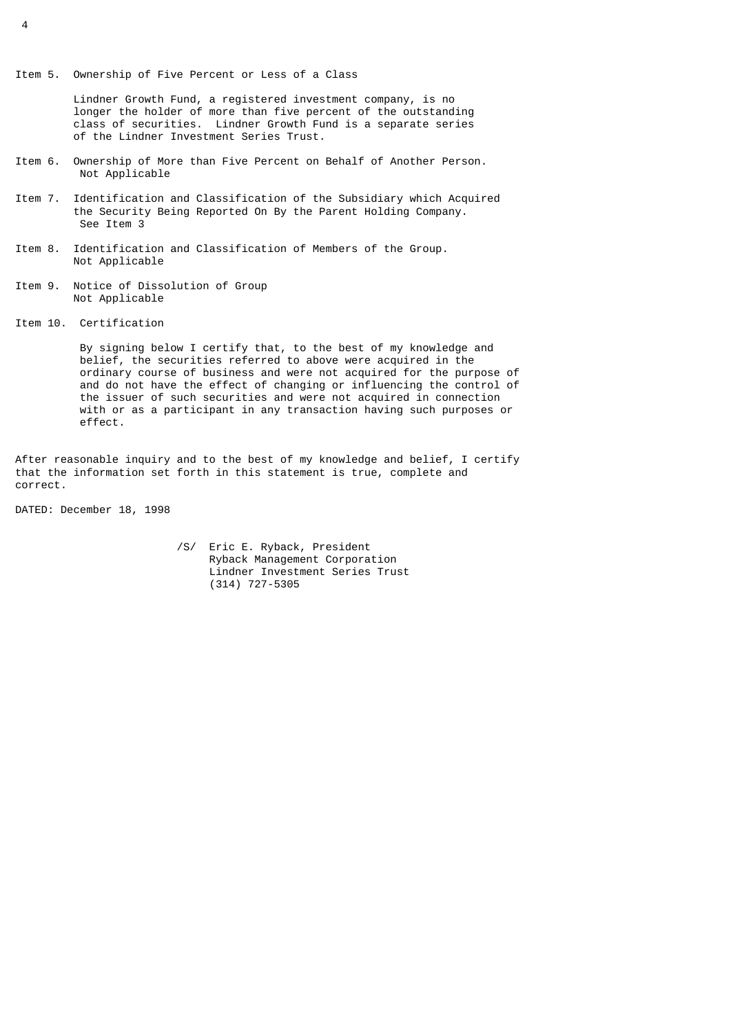Item 5. Ownership of Five Percent or Less of a Class

Lindner Growth Fund, a registered investment company, is no longer the holder of more than five percent of the outstanding class of securities. Lindner Growth Fund is a separate series of the Lindner Investment Series Trust.

Item 6. Ownership of More than Five Percent on Behalf of Another Person.
Not Applicable

Item 7. Identification and Classification of the Subsidiary which Acquired the Security Being Reported On By the Parent Holding Company.
See Item 3

Item 8. Identification and Classification of Members of the Group.
Not Applicable

Item 9. Notice of Dissolution of Group
Not Applicable

Item 10. Certification

By signing below I certify that, to the best of my knowledge and belief, the securities referred to above were acquired in the ordinary course of business and were not acquired for the purpose of and do not have the effect of changing or influencing the control of the issuer of such securities and were not acquired in connection with or as a participant in any transaction having such purposes or effect.

After reasonable inquiry and to the best of my knowledge and belief, I certify that the information set forth in this statement is true, complete and correct.

DATED: December 18, 1998

/S/ Eric E. Ryback, President
Ryback Management Corporation
Lindner Investment Series Trust
(314) 727-5305